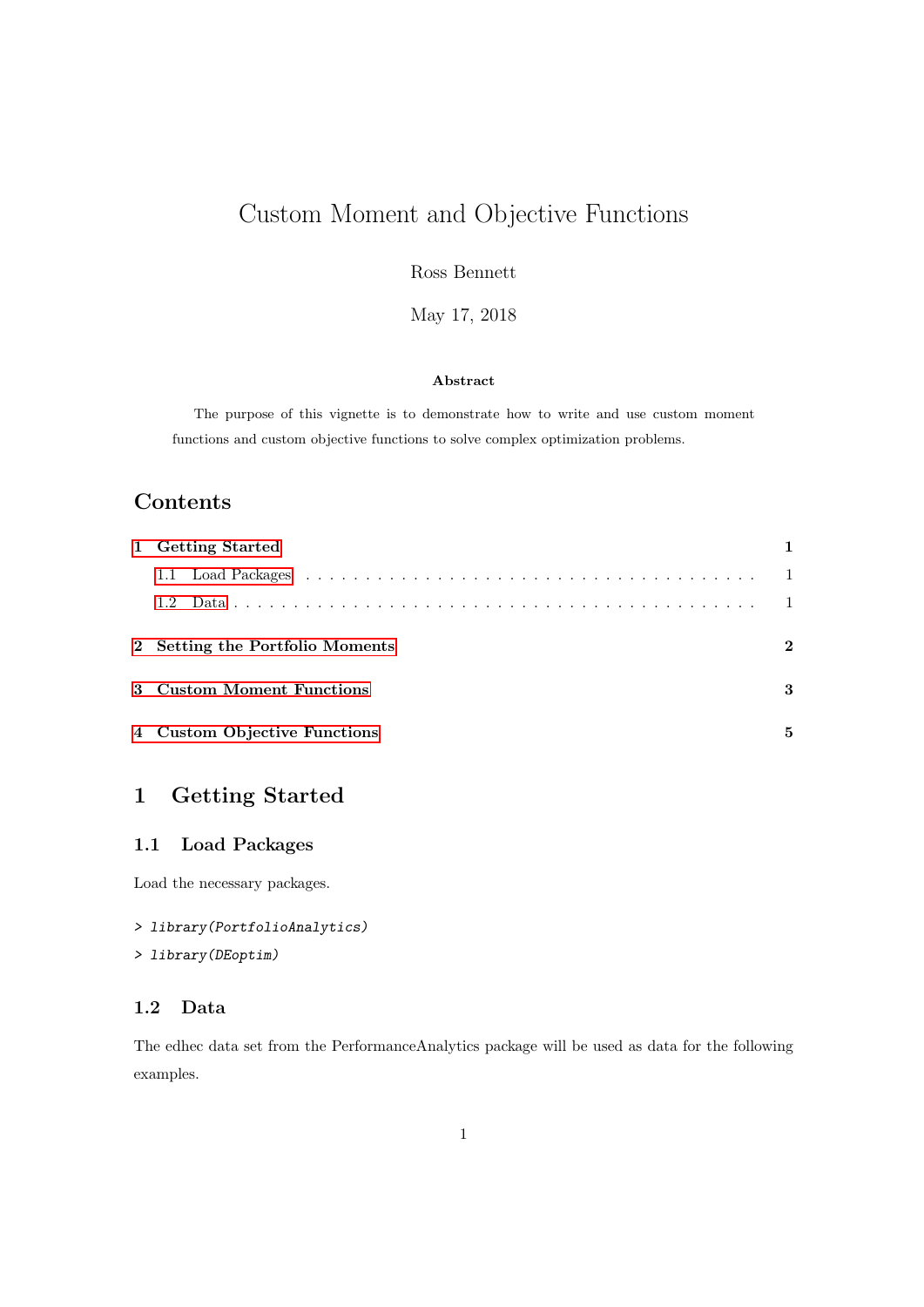# Custom Moment and Objective Functions

Ross Bennett

May 17, 2018

**Abstract**

The purpose of this vignette is to demonstrate how to write and use custom moment functions and custom objective functions to solve complex optimization problems.

## Contents

1 Getting Started 1
- 1.1 Load Packages 1
- 1.2 Data 1

2 Setting the Portfolio Moments 2

3 Custom Moment Functions 3

4 Custom Objective Functions 5

## 1 Getting Started

### 1.1 Load Packages

Load the necessary packages.

```
> library(PortfolioAnalytics)
> library(DEoptim)
```

### 1.2 Data

The edhec data set from the PerformanceAnalytics package will be used as data for the following examples.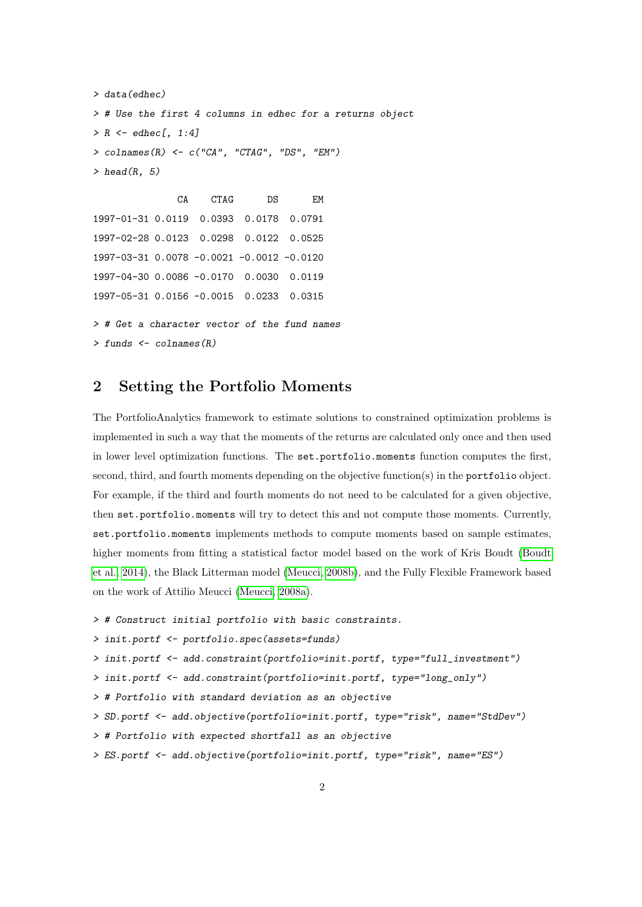```
> data(edhec)
> # Use the first 4 columns in edhec for a returns object
> R <- edhec[, 1:4]
> colnames(R) <- c("CA", "CTAG", "DS", "EM")
> head(R, 5)

               CA    CTAG      DS      EM
1997-01-31 0.0119  0.0393  0.0178  0.0791
1997-02-28 0.0123  0.0298  0.0122  0.0525
1997-03-31 0.0078 -0.0021 -0.0012 -0.0120
1997-04-30 0.0086 -0.0170  0.0030  0.0119
1997-05-31 0.0156 -0.0015  0.0233  0.0315

> # Get a character vector of the fund names
> funds <- colnames(R)
```

## 2 Setting the Portfolio Moments

The PortfolioAnalytics framework to estimate solutions to constrained optimization problems is implemented in such a way that the moments of the returns are calculated only once and then used in lower level optimization functions. The `set.portfolio.moments` function computes the first, second, third, and fourth moments depending on the objective function(s) in the `portfolio` object. For example, if the third and fourth moments do not need to be calculated for a given objective, then `set.portfolio.moments` will try to detect this and not compute those moments. Currently, `set.portfolio.moments` implements methods to compute moments based on sample estimates, higher moments from fitting a statistical factor model based on the work of Kris Boudt (Boudt et al. 2014), the Black Litterman model (Meucci 2008b), and the Fully Flexible Framework based on the work of Attilio Meucci (Meucci 2008a).

```
> # Construct initial portfolio with basic constraints.
> init.portf <- portfolio.spec(assets=funds)
> init.portf <- add.constraint(portfolio=init.portf, type="full_investment")
> init.portf <- add.constraint(portfolio=init.portf, type="long_only")
> # Portfolio with standard deviation as an objective
> SD.portf <- add.objective(portfolio=init.portf, type="risk", name="StdDev")
> # Portfolio with expected shortfall as an objective
> ES.portf <- add.objective(portfolio=init.portf, type="risk", name="ES")
```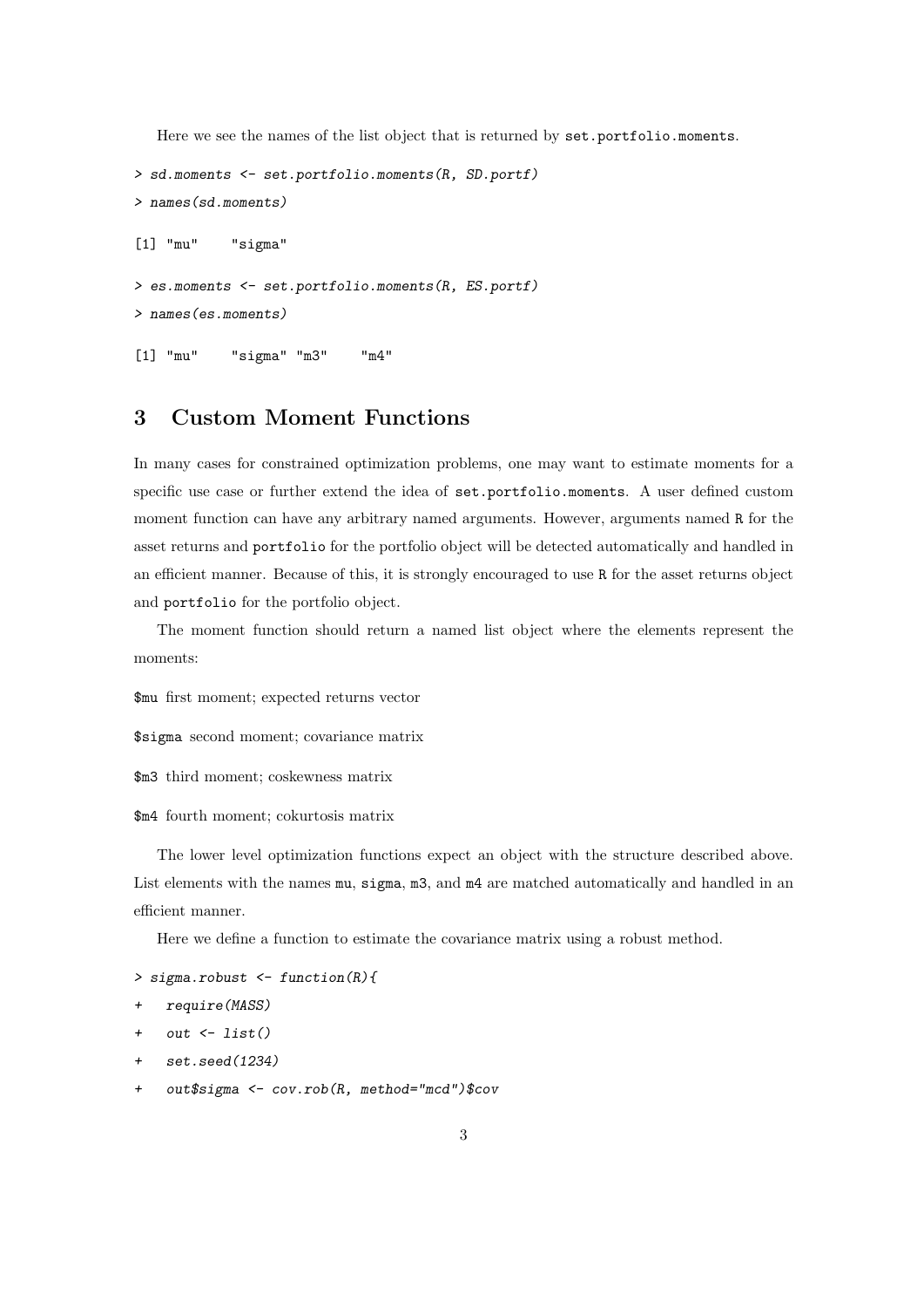Here we see the names of the list object that is returned by set.portfolio.moments.

```
> sd.moments <- set.portfolio.moments(R, SD.portf)
> names(sd.moments)

[1] "mu"    "sigma"

> es.moments <- set.portfolio.moments(R, ES.portf)
> names(es.moments)

[1] "mu"    "sigma" "m3"    "m4"
```

## 3 Custom Moment Functions

In many cases for constrained optimization problems, one may want to estimate moments for a specific use case or further extend the idea of set.portfolio.moments. A user defined custom moment function can have any arbitrary named arguments. However, arguments named R for the asset returns and portfolio for the portfolio object will be detected automatically and handled in an efficient manner. Because of this, it is strongly encouraged to use R for the asset returns object and portfolio for the portfolio object.

The moment function should return a named list object where the elements represent the moments:

$mu first moment; expected returns vector

$sigma second moment; covariance matrix

$m3 third moment; coskewness matrix

$m4 fourth moment; cokurtosis matrix

The lower level optimization functions expect an object with the structure described above. List elements with the names mu, sigma, m3, and m4 are matched automatically and handled in an efficient manner.

Here we define a function to estimate the covariance matrix using a robust method.

```
> sigma.robust <- function(R){
+   require(MASS)
+   out <- list()
+   set.seed(1234)
+   out$sigma <- cov.rob(R, method="mcd")$cov
```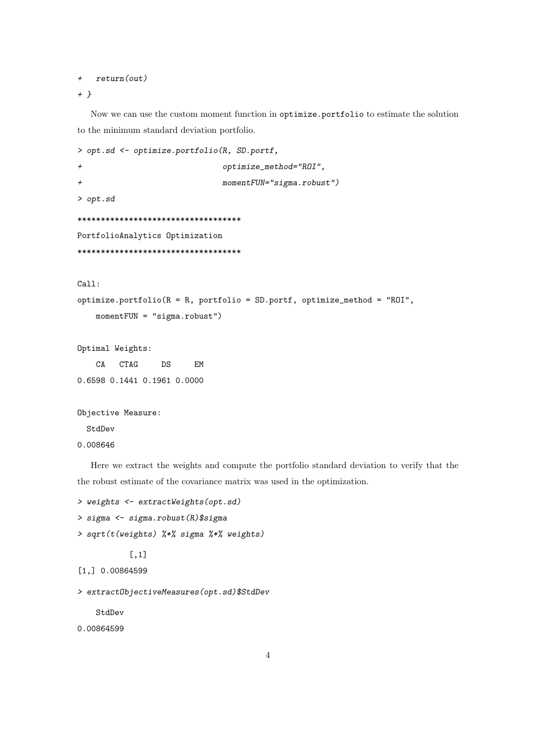```
+   return(out)
+ }
```

Now we can use the custom moment function in optimize.portfolio to estimate the solution to the minimum standard deviation portfolio.

```
> opt.sd <- optimize.portfolio(R, SD.portf,
+                              optimize_method="ROI",
+                              momentFUN="sigma.robust")
> opt.sd

***********************************
PortfolioAnalytics Optimization
***********************************

Call:
optimize.portfolio(R = R, portfolio = SD.portf, optimize_method = "ROI",
    momentFUN = "sigma.robust")

Optimal Weights:
    CA   CTAG     DS     EM
0.6598 0.1441 0.1961 0.0000

Objective Measure:
  StdDev
0.008646
```

Here we extract the weights and compute the portfolio standard deviation to verify that the the robust estimate of the covariance matrix was used in the optimization.

```
> weights <- extractWeights(opt.sd)
> sigma <- sigma.robust(R)$sigma
> sqrt(t(weights) %*% sigma %*% weights)

           [,1]
[1,] 0.00864599

> extractObjectiveMeasures(opt.sd)$StdDev

    StdDev
0.00864599
```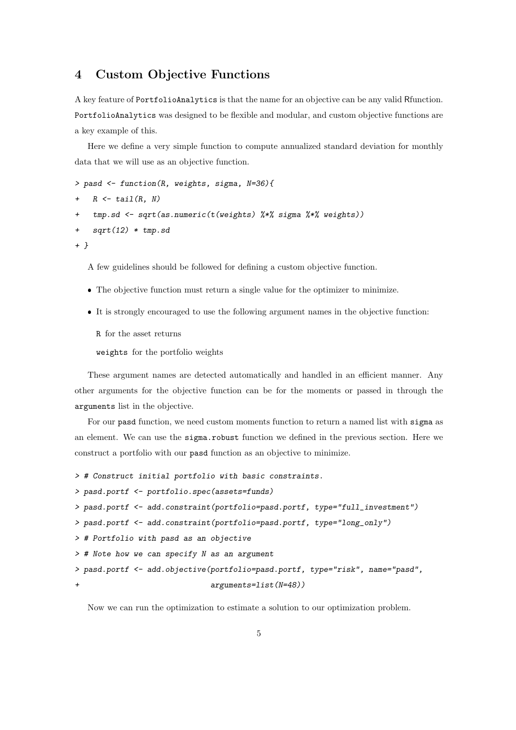## 4 Custom Objective Functions

A key feature of `PortfolioAnalytics` is that the name for an objective can be any valid Rfunction. `PortfolioAnalytics` was designed to be flexible and modular, and custom objective functions are a key example of this.

Here we define a very simple function to compute annualized standard deviation for monthly data that we will use as an objective function.

```
> pasd <- function(R, weights, sigma, N=36){
+   R <- tail(R, N)
+   tmp.sd <- sqrt(as.numeric(t(weights) %*% sigma %*% weights))
+   sqrt(12) * tmp.sd
+ }
```

A few guidelines should be followed for defining a custom objective function.

- The objective function must return a single value for the optimizer to minimize.
- It is strongly encouraged to use the following argument names in the objective function:

  `R` for the asset returns

  `weights` for the portfolio weights

These argument names are detected automatically and handled in an efficient manner. Any other arguments for the objective function can be for the moments or passed in through the `arguments` list in the objective.

For our `pasd` function, we need custom moments function to return a named list with `sigma` as an element. We can use the `sigma.robust` function we defined in the previous section. Here we construct a portfolio with our `pasd` function as an objective to minimize.

```
> # Construct initial portfolio with basic constraints.
> pasd.portf <- portfolio.spec(assets=funds)
> pasd.portf <- add.constraint(portfolio=pasd.portf, type="full_investment")
> pasd.portf <- add.constraint(portfolio=pasd.portf, type="long_only")
> # Portfolio with pasd as an objective
> # Note how we can specify N as an argument
> pasd.portf <- add.objective(portfolio=pasd.portf, type="risk", name="pasd",
+                             arguments=list(N=48))
```

Now we can run the optimization to estimate a solution to our optimization problem.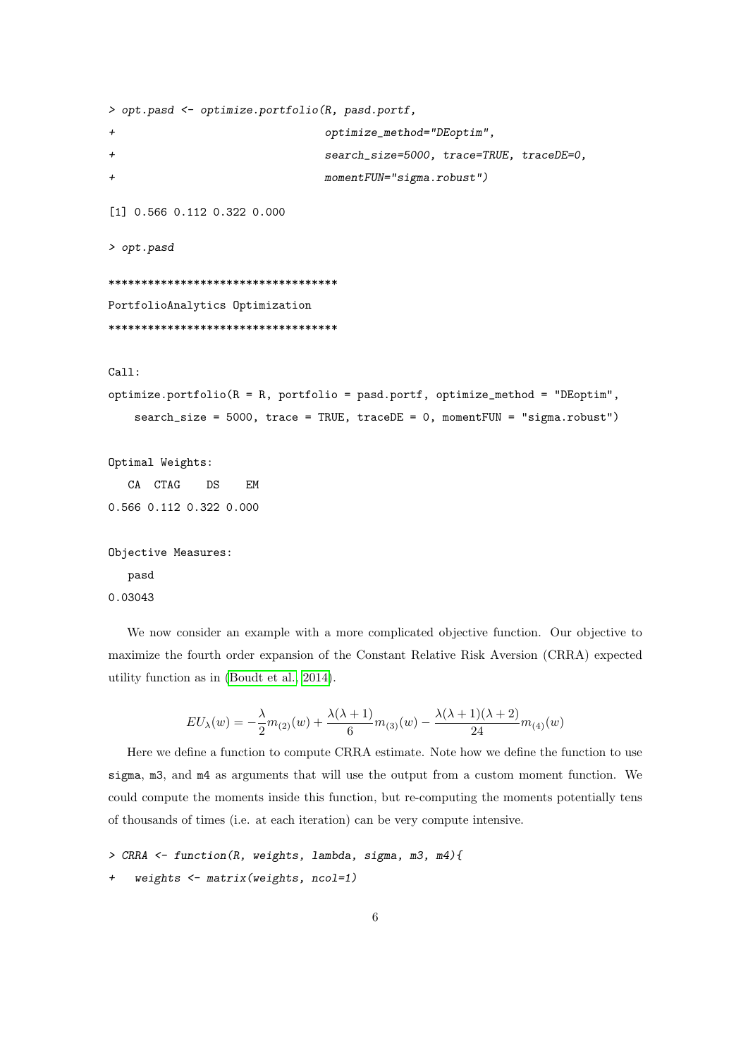```
> opt.pasd <- optimize.portfolio(R, pasd.portf,
+                                optimize_method="DEoptim",
+                                search_size=5000, trace=TRUE, traceDE=0,
+                                momentFUN="sigma.robust")

[1] 0.566 0.112 0.322 0.000

> opt.pasd

***********************************
PortfolioAnalytics Optimization
***********************************

Call:
optimize.portfolio(R = R, portfolio = pasd.portf, optimize_method = "DEoptim",
    search_size = 5000, trace = TRUE, traceDE = 0, momentFUN = "sigma.robust")

Optimal Weights:
   CA  CTAG    DS    EM
0.566 0.112 0.322 0.000

Objective Measures:
   pasd
0.03043
```

We now consider an example with a more complicated objective function. Our objective to maximize the fourth order expansion of the Constant Relative Risk Aversion (CRRA) expected utility function as in (Boudt et al., 2014).

$$EU_{\lambda}(w) = -\frac{\lambda}{2}m_{(2)}(w) + \frac{\lambda(\lambda+1)}{6}m_{(3)}(w) - \frac{\lambda(\lambda+1)(\lambda+2)}{24}m_{(4)}(w)$$

Here we define a function to compute CRRA estimate. Note how we define the function to use sigma, m3, and m4 as arguments that will use the output from a custom moment function. We could compute the moments inside this function, but re-computing the moments potentially tens of thousands of times (i.e. at each iteration) can be very compute intensive.

```
> CRRA <- function(R, weights, lambda, sigma, m3, m4){
+   weights <- matrix(weights, ncol=1)
```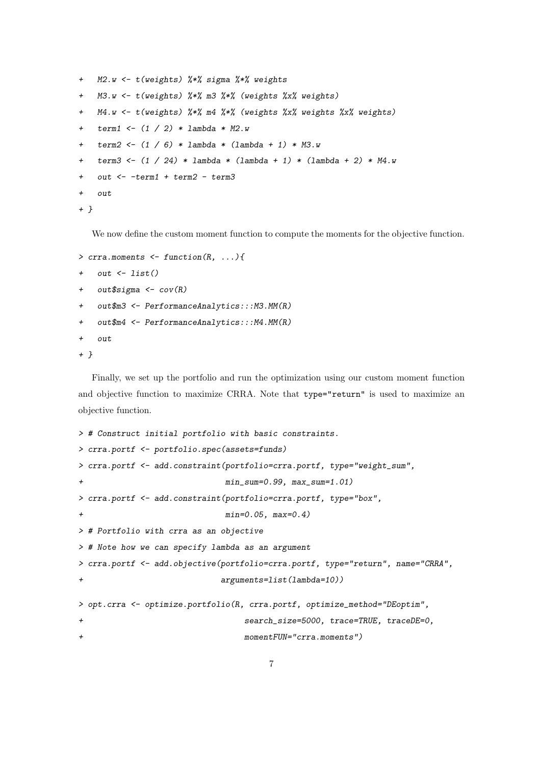```
+   M2.w <- t(weights) %*% sigma %*% weights
+   M3.w <- t(weights) %*% m3 %*% (weights %x% weights)
+   M4.w <- t(weights) %*% m4 %*% (weights %x% weights %x% weights)
+   term1 <- (1 / 2) * lambda * M2.w
+   term2 <- (1 / 6) * lambda * (lambda + 1) * M3.w
+   term3 <- (1 / 24) * lambda * (lambda + 1) * (lambda + 2) * M4.w
+   out <- -term1 + term2 - term3
+   out
+ }
```

We now define the custom moment function to compute the moments for the objective function.

```
> crra.moments <- function(R, ...){
+   out <- list()
+   out$sigma <- cov(R)
+   out$m3 <- PerformanceAnalytics:::M3.MM(R)
+   out$m4 <- PerformanceAnalytics:::M4.MM(R)
+   out
+ }
```

Finally, we set up the portfolio and run the optimization using our custom moment function and objective function to maximize CRRA. Note that `type="return"` is used to maximize an objective function.

```
> # Construct initial portfolio with basic constraints.
> crra.portf <- portfolio.spec(assets=funds)
> crra.portf <- add.constraint(portfolio=crra.portf, type="weight_sum",
+                              min_sum=0.99, max_sum=1.01)
> crra.portf <- add.constraint(portfolio=crra.portf, type="box",
+                              min=0.05, max=0.4)
> # Portfolio with crra as an objective
> # Note how we can specify lambda as an argument
> crra.portf <- add.objective(portfolio=crra.portf, type="return", name="CRRA",
+                             arguments=list(lambda=10))

> opt.crra <- optimize.portfolio(R, crra.portf, optimize_method="DEoptim",
+                                search_size=5000, trace=TRUE, traceDE=0,
+                                momentFUN="crra.moments")
```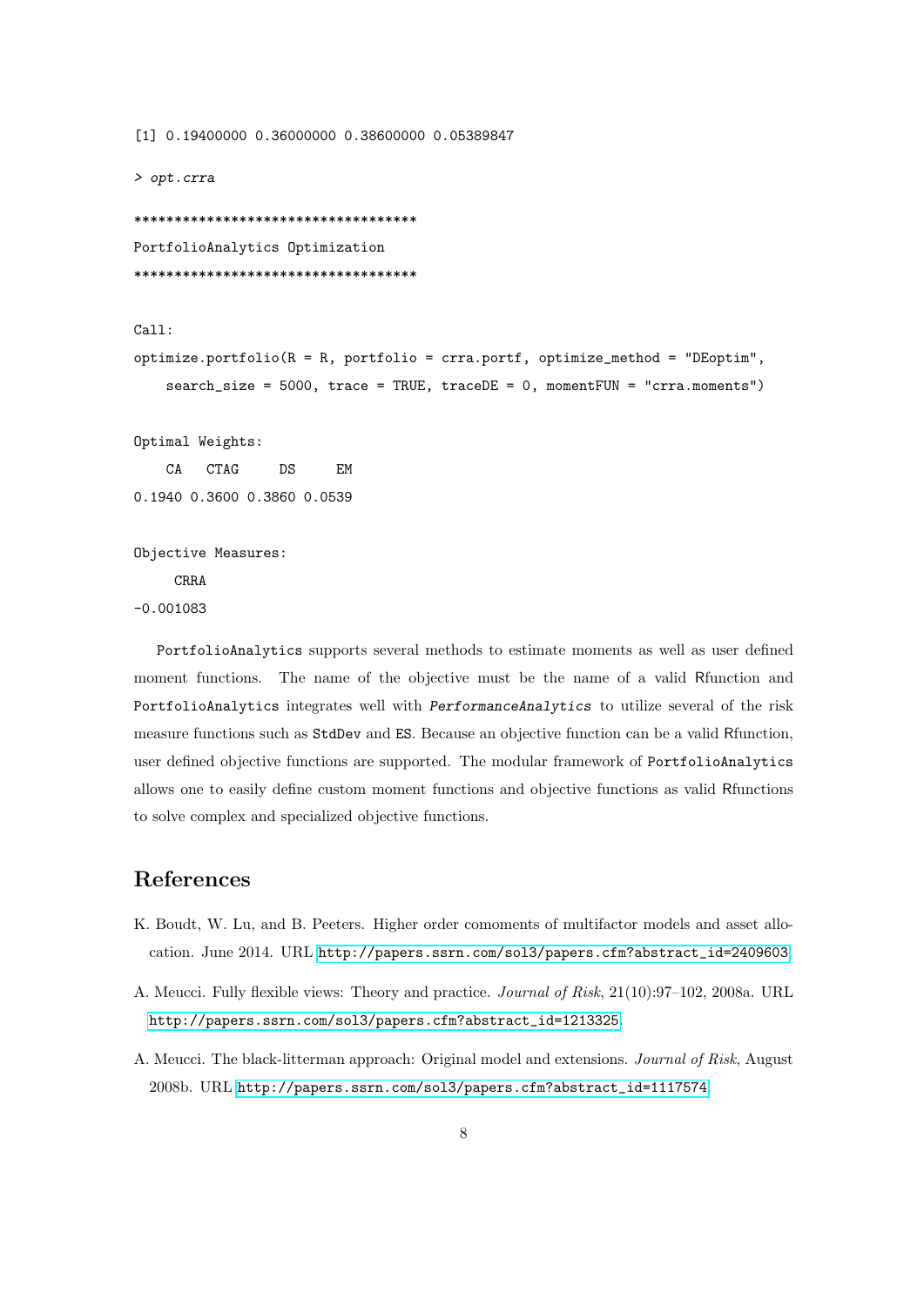```
[1] 0.19400000 0.36000000 0.38600000 0.05389847

> opt.crra

***********************************
PortfolioAnalytics Optimization
***********************************

Call:
optimize.portfolio(R = R, portfolio = crra.portf, optimize_method = "DEoptim",
    search_size = 5000, trace = TRUE, traceDE = 0, momentFUN = "crra.moments")

Optimal Weights:
    CA   CTAG     DS     EM
0.1940 0.3600 0.3860 0.0539

Objective Measures:
     CRRA
-0.001083
```

PortfolioAnalytics supports several methods to estimate moments as well as user defined moment functions. The name of the objective must be the name of a valid Rfunction and PortfolioAnalytics integrates well with *PerformanceAnalytics* to utilize several of the risk measure functions such as StdDev and ES. Because an objective function can be a valid Rfunction, user defined objective functions are supported. The modular framework of PortfolioAnalytics allows one to easily define custom moment functions and objective functions as valid Rfunctions to solve complex and specialized objective functions.

## References

K. Boudt, W. Lu, and B. Peeters. Higher order comoments of multifactor models and asset allocation. June 2014. URL http://papers.ssrn.com/sol3/papers.cfm?abstract_id=2409603.

A. Meucci. Fully flexible views: Theory and practice. *Journal of Risk*, 21(10):97–102, 2008a. URL http://papers.ssrn.com/sol3/papers.cfm?abstract_id=1213325.

A. Meucci. The black-litterman approach: Original model and extensions. *Journal of Risk*, August 2008b. URL http://papers.ssrn.com/sol3/papers.cfm?abstract_id=1117574.